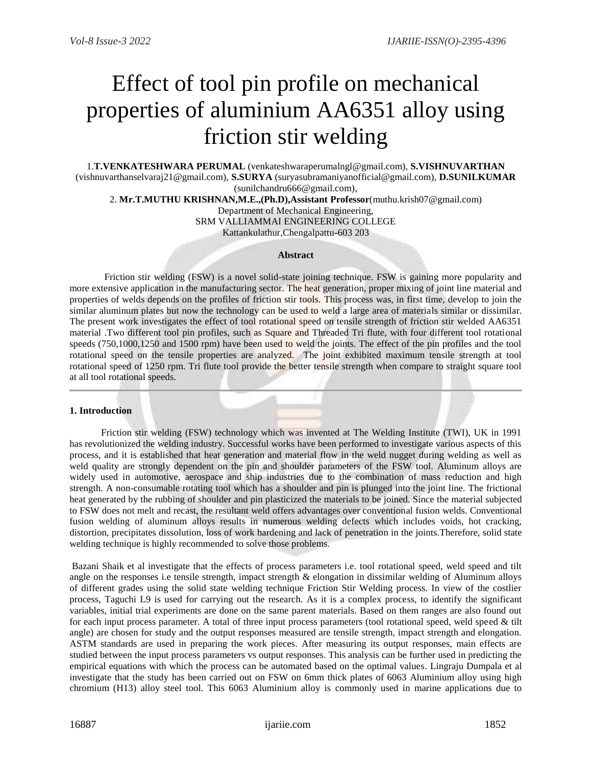# Effect of tool pin profile on mechanical properties of aluminium AA6351 alloy using friction stir welding

1.**T.VENKATESHWARA PERUMAL** (venkateshwaraperumalngl@gmail.com), **S.VISHNUVARTHAN** (vishnuvarthanselvaraj21@gmail.com), **S.SURYA** (suryasubramaniyanofficial@gmail.com), **D.SUNILKUMAR** (sunilchandru666@gmail.com),

2. **Mr.T.MUTHU KRISHNAN,M.E.,(Ph.D),Assistant Professor**(muthu.krish07@gmail.com)

Department of Mechanical Engineering,
SRM VALLIAMMAI ENGINEERING COLLEGE
Kattankulathur,Chengalpattu-603 203

**Abstract**

Friction stir welding (FSW) is a novel solid-state joining technique. FSW is gaining more popularity and more extensive application in the manufacturing sector. The heat generation, proper mixing of joint line material and properties of welds depends on the profiles of friction stir tools. This process was, in first time, develop to join the similar aluminum plates but now the technology can be used to weld a large area of materials similar or dissimilar. The present work investigates the effect of tool rotational speed on tensile strength of friction stir welded AA6351 material .Two different tool pin profiles, such as Square and Threaded Tri flute, with four different tool rotational speeds (750,1000,1250 and 1500 rpm) have been used to weld the joints. The effect of the pin profiles and the tool rotational speed on the tensile properties are analyzed. The joint exhibited maximum tensile strength at tool rotational speed of 1250 rpm. Tri flute tool provide the better tensile strength when compare to straight square tool at all tool rotational speeds.

---

## 1. Introduction

Friction stir welding (FSW) technology which was invented at The Welding Institute (TWI), UK in 1991 has revolutionized the welding industry. Successful works have been performed to investigate various aspects of this process, and it is established that heat generation and material flow in the weld nugget during welding as well as weld quality are strongly dependent on the pin and shoulder parameters of the FSW tool. Aluminum alloys are widely used in automotive, aerospace and ship industries due to the combination of mass reduction and high strength. A non-consumable rotating tool which has a shoulder and pin is plunged into the joint line. The frictional heat generated by the rubbing of shoulder and pin plasticized the materials to be joined. Since the material subjected to FSW does not melt and recast, the resultant weld offers advantages over conventional fusion welds. Conventional fusion welding of aluminum alloys results in numerous welding defects which includes voids, hot cracking, distortion, precipitates dissolution, loss of work hardening and lack of penetration in the joints.Therefore, solid state welding technique is highly recommended to solve those problems.

Bazani Shaik et al investigate that the effects of process parameters i.e. tool rotational speed, weld speed and tilt angle on the responses i.e tensile strength, impact strength & elongation in dissimilar welding of Aluminum alloys of different grades using the solid state welding technique Friction Stir Welding process. In view of the costlier process, Taguchi L9 is used for carrying out the research. As it is a complex process, to identify the significant variables, initial trial experiments are done on the same parent materials. Based on them ranges are also found out for each input process parameter. A total of three input process parameters (tool rotational speed, weld speed & tilt angle) are chosen for study and the output responses measured are tensile strength, impact strength and elongation. ASTM standards are used in preparing the work pieces. After measuring its output responses, main effects are studied between the input process parameters vs output responses. This analysis can be further used in predicting the empirical equations with which the process can be automated based on the optimal values. Lingraju Dumpala et al investigate that the study has been carried out on FSW on 6mm thick plates of 6063 Aluminium alloy using high chromium (H13) alloy steel tool. This 6063 Aluminium alloy is commonly used in marine applications due to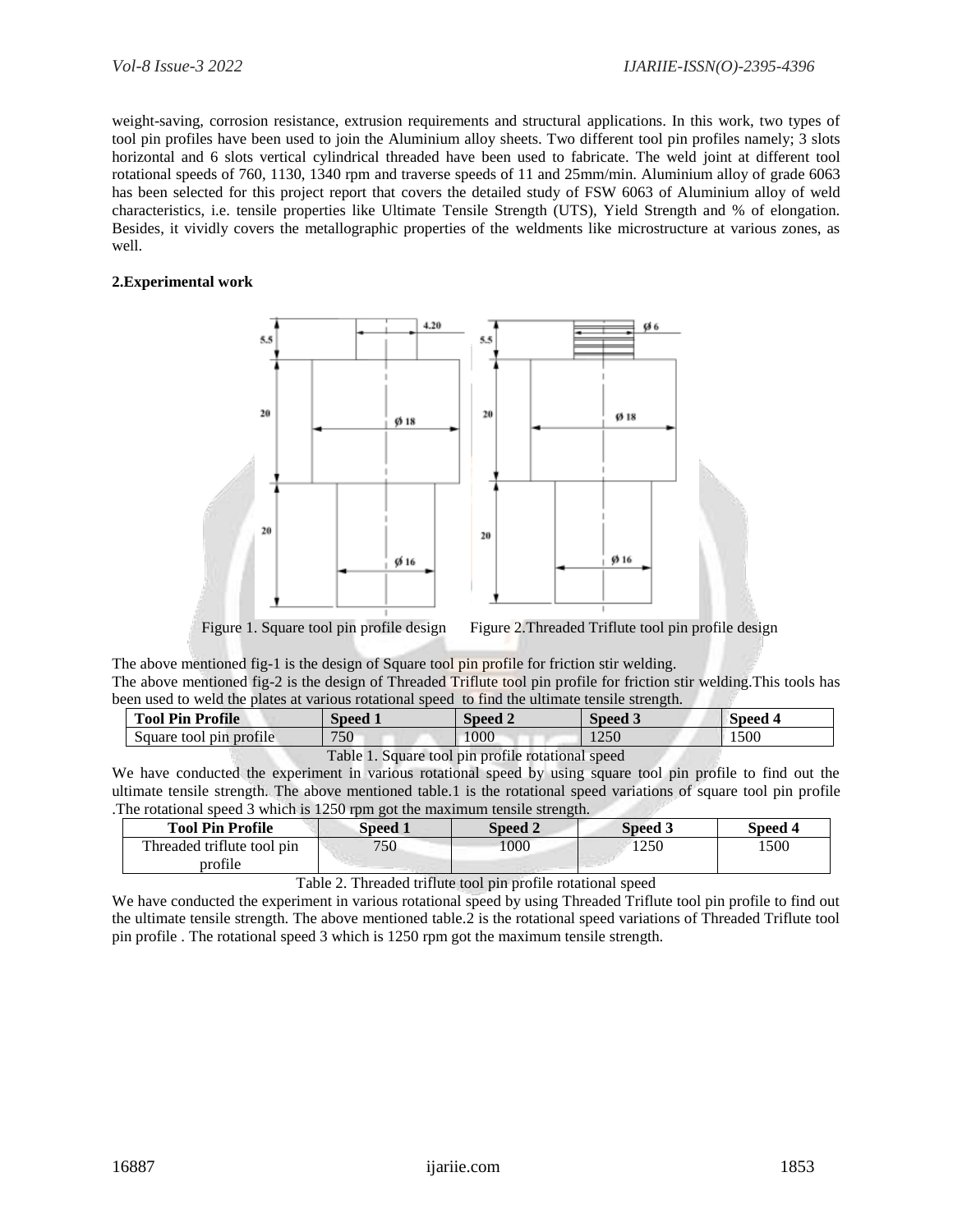weight-saving, corrosion resistance, extrusion requirements and structural applications. In this work, two types of tool pin profiles have been used to join the Aluminium alloy sheets. Two different tool pin profiles namely; 3 slots horizontal and 6 slots vertical cylindrical threaded have been used to fabricate. The weld joint at different tool rotational speeds of 760, 1130, 1340 rpm and traverse speeds of 11 and 25mm/min. Aluminium alloy of grade 6063 has been selected for this project report that covers the detailed study of FSW 6063 of Aluminium alloy of weld characteristics, i.e. tensile properties like Ultimate Tensile Strength (UTS), Yield Strength and % of elongation. Besides, it vividly covers the metallographic properties of the weldments like microstructure at various zones, as well.

**2.Experimental work**

Figure 1. Square tool pin profile design Figure 2.Threaded Triflute tool pin profile design

The above mentioned fig-1 is the design of Square tool pin profile for friction stir welding.
The above mentioned fig-2 is the design of Threaded Triflute tool pin profile for friction stir welding.This tools has been used to weld the plates at various rotational speed to find the ultimate tensile strength.

| Tool Pin Profile | Speed 1 | Speed 2 | Speed 3 | Speed 4 |
| --- | --- | --- | --- | --- |
| Square tool pin profile | 750 | 1000 | 1250 | 1500 |

Table 1. Square tool pin profile rotational speed

We have conducted the experiment in various rotational speed by using square tool pin profile to find out the ultimate tensile strength. The above mentioned table.1 is the rotational speed variations of square tool pin profile .The rotational speed 3 which is 1250 rpm got the maximum tensile strength.

| Tool Pin Profile | Speed 1 | Speed 2 | Speed 3 | Speed 4 |
| --- | --- | --- | --- | --- |
| Threaded triflute tool pin profile | 750 | 1000 | 1250 | 1500 |

Table 2. Threaded triflute tool pin profile rotational speed

We have conducted the experiment in various rotational speed by using Threaded Triflute tool pin profile to find out the ultimate tensile strength. The above mentioned table.2 is the rotational speed variations of Threaded Triflute tool pin profile . The rotational speed 3 which is 1250 rpm got the maximum tensile strength.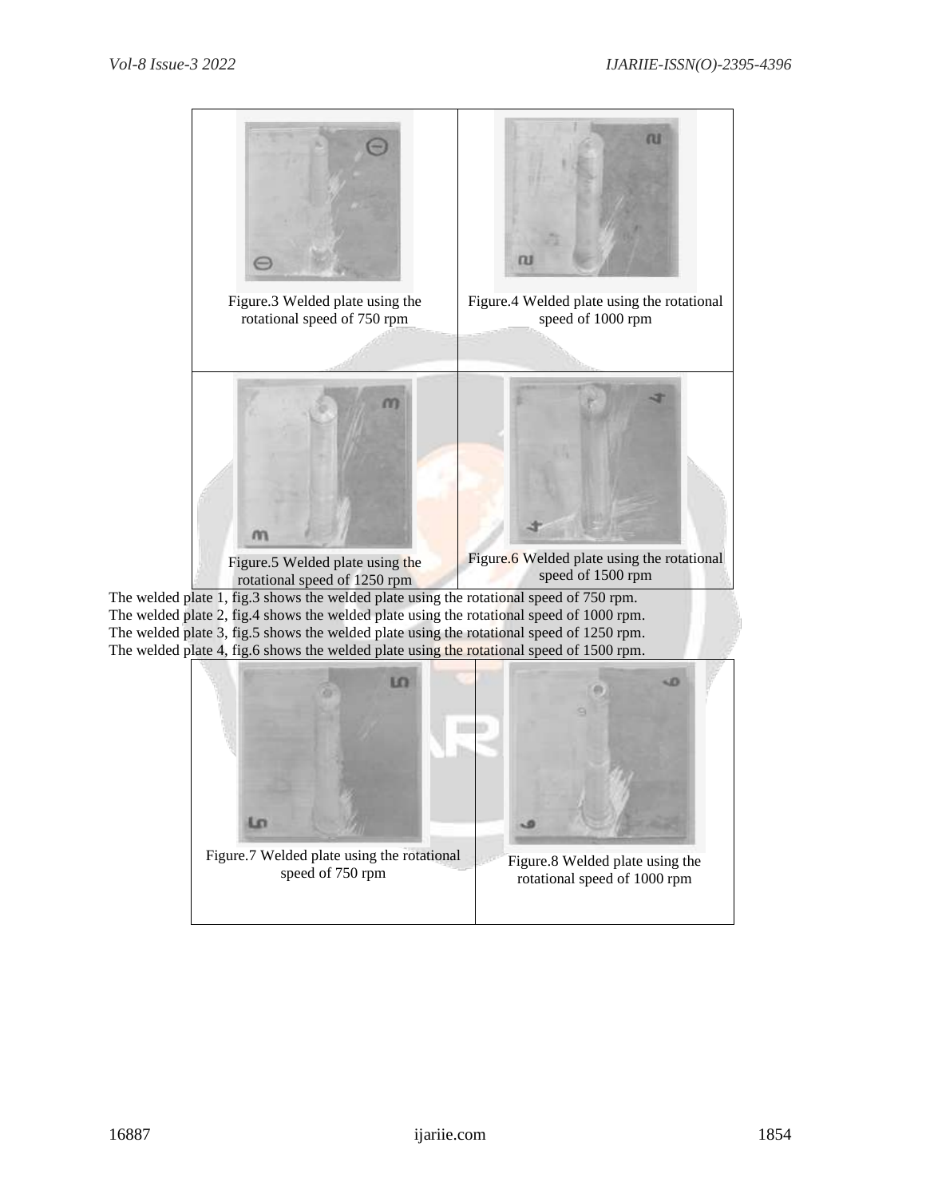Figure.3 Welded plate using the rotational speed of 750 rpm

Figure.4 Welded plate using the rotational speed of 1000 rpm

Figure.5 Welded plate using the rotational speed of 1250 rpm

Figure.6 Welded plate using the rotational speed of 1500 rpm

The welded plate 1, fig.3 shows the welded plate using the rotational speed of 750 rpm.
The welded plate 2, fig.4 shows the welded plate using the rotational speed of 1000 rpm.
The welded plate 3, fig.5 shows the welded plate using the rotational speed of 1250 rpm.
The welded plate 4, fig.6 shows the welded plate using the rotational speed of 1500 rpm.

Figure.7 Welded plate using the rotational speed of 750 rpm

Figure.8 Welded plate using the rotational speed of 1000 rpm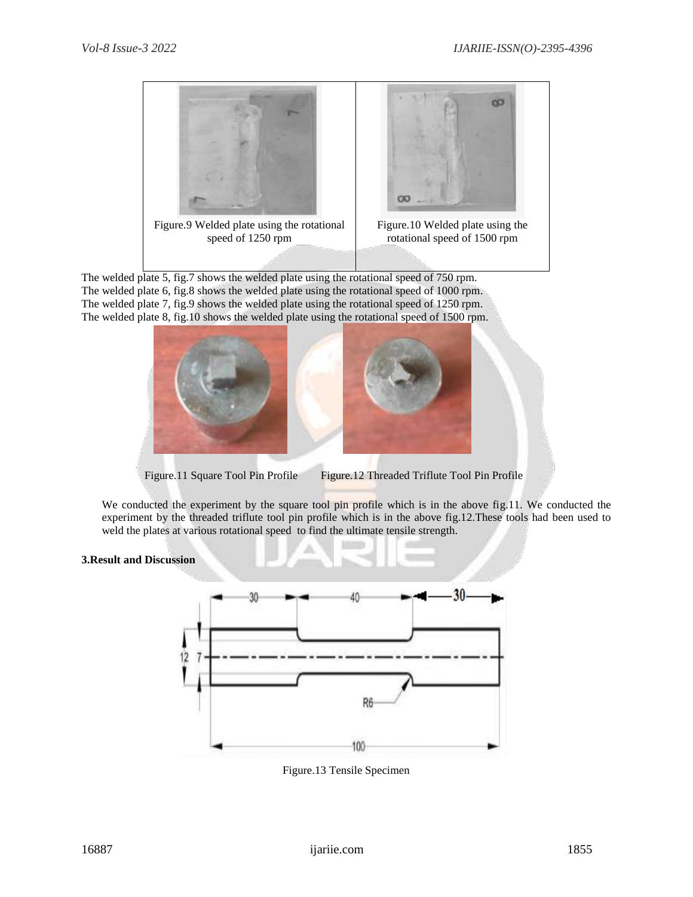Figure.9 Welded plate using the rotational speed of 1250 rpm

Figure.10 Welded plate using the rotational speed of 1500 rpm

The welded plate 5, fig.7 shows the welded plate using the rotational speed of 750 rpm.
The welded plate 6, fig.8 shows the welded plate using the rotational speed of 1000 rpm.
The welded plate 7, fig.9 shows the welded plate using the rotational speed of 1250 rpm.
The welded plate 8, fig.10 shows the welded plate using the rotational speed of 1500 rpm.

Figure.11 Square Tool Pin Profile

Figure.12 Threaded Triflute Tool Pin Profile

We conducted the experiment by the square tool pin profile which is in the above fig.11. We conducted the experiment by the threaded triflute tool pin profile which is in the above fig.12.These tools had been used to weld the plates at various rotational speed to find the ultimate tensile strength.

## 3.Result and Discussion

Figure.13 Tensile Specimen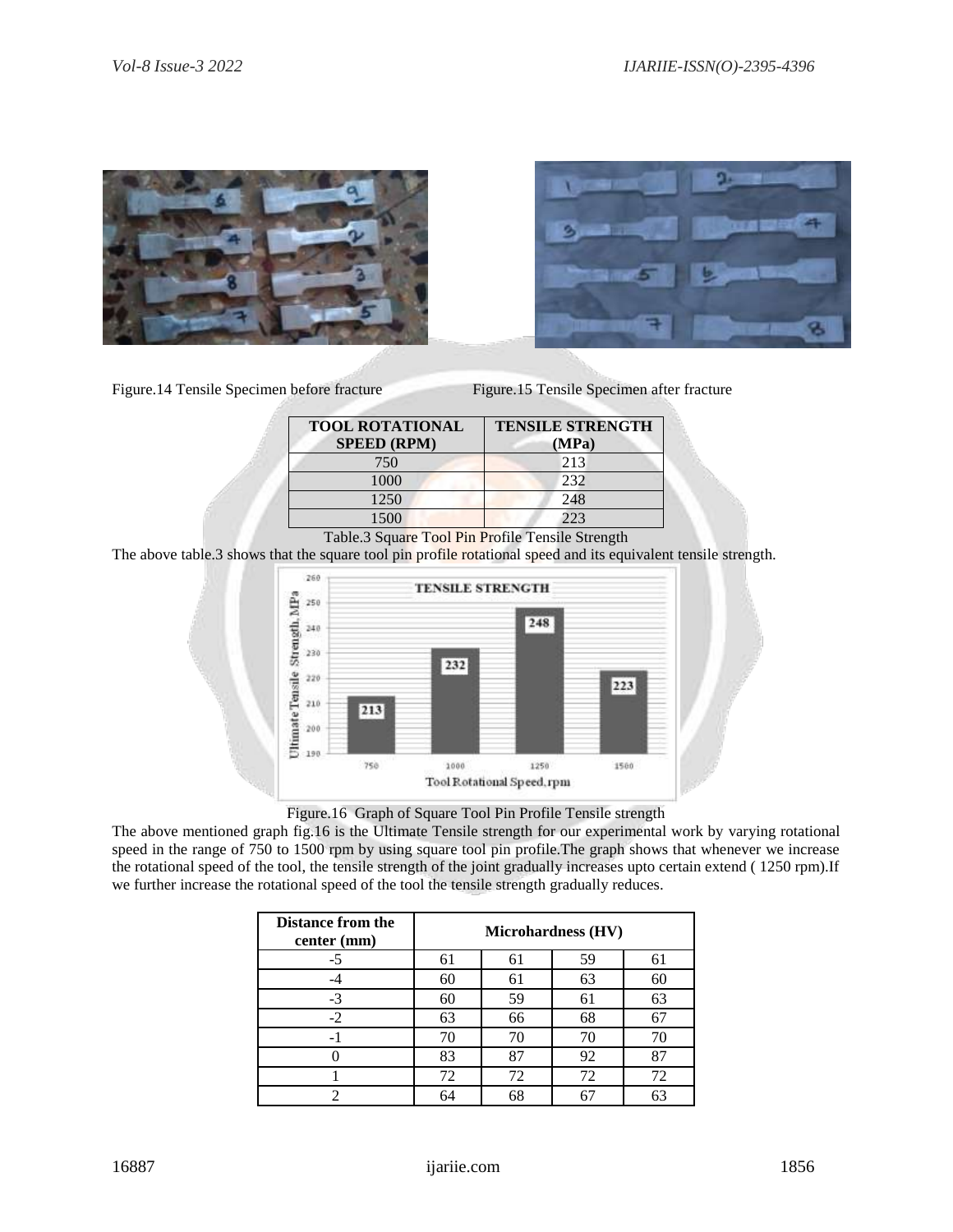Figure.14 Tensile Specimen before fracture

Figure.15 Tensile Specimen after fracture

| TOOL ROTATIONAL SPEED (RPM) | TENSILE STRENGTH (MPa) |
|---|---|
| 750 | 213 |
| 1000 | 232 |
| 1250 | 248 |
| 1500 | 223 |

Table.3 Square Tool Pin Profile Tensile Strength

The above table.3 shows that the square tool pin profile rotational speed and its equivalent tensile strength.

Figure.16 Graph of Square Tool Pin Profile Tensile strength

The above mentioned graph fig.16 is the Ultimate Tensile strength for our experimental work by varying rotational speed in the range of 750 to 1500 rpm by using square tool pin profile.The graph shows that whenever we increase the rotational speed of the tool, the tensile strength of the joint gradually increases upto certain extend ( 1250 rpm).If we further increase the rotational speed of the tool the tensile strength gradually reduces.

| Distance from the center (mm) | Microhardness (HV) | | | |
|---|---|---|---|---|
| -5 | 61 | 61 | 59 | 61 |
| -4 | 60 | 61 | 63 | 60 |
| -3 | 60 | 59 | 61 | 63 |
| -2 | 63 | 66 | 68 | 67 |
| -1 | 70 | 70 | 70 | 70 |
| 0 | 83 | 87 | 92 | 87 |
| 1 | 72 | 72 | 72 | 72 |
| 2 | 64 | 68 | 67 | 63 |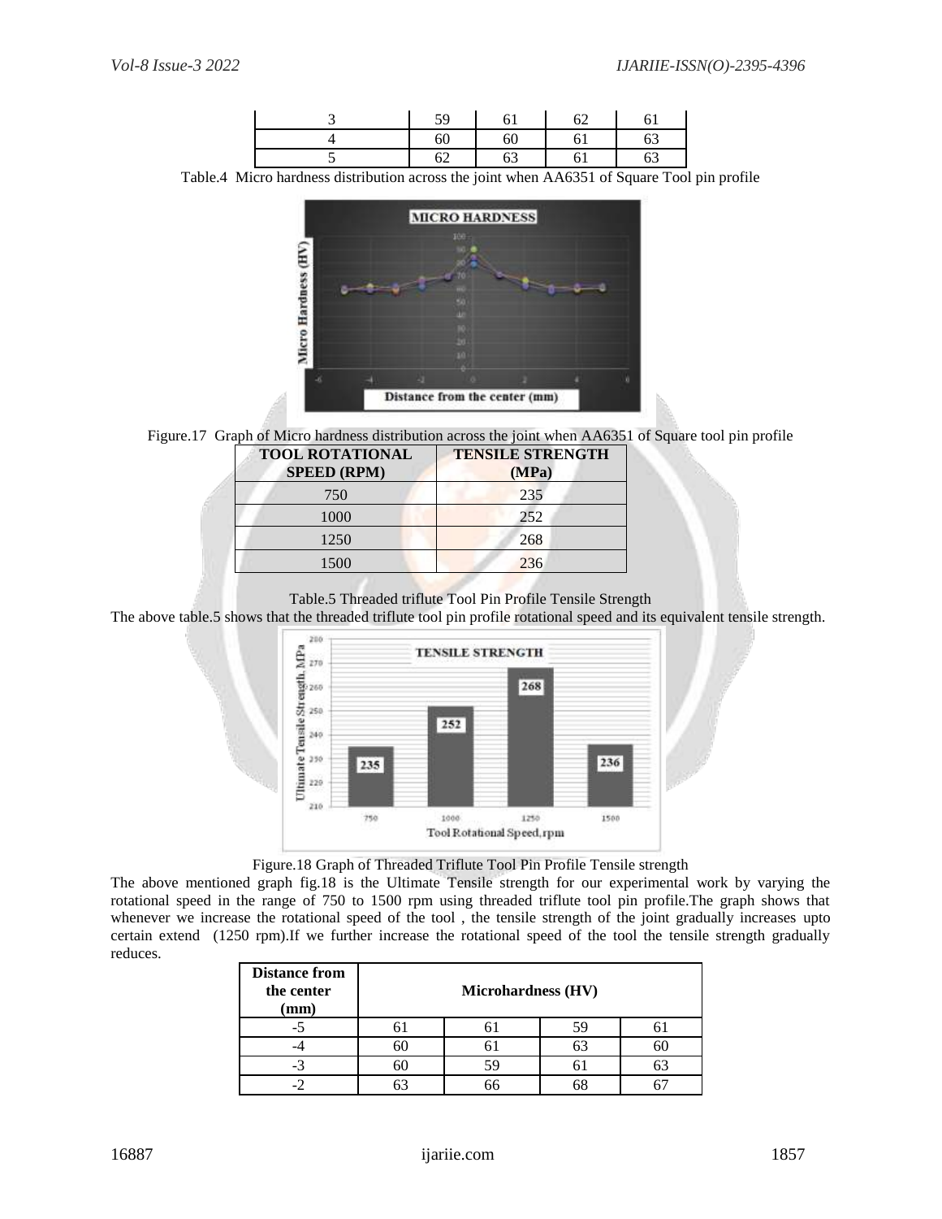| 3 | 59 | 61 | 62 | 61 |
|---|---|---|---|---|
| 4 | 60 | 60 | 61 | 63 |
| 5 | 62 | 63 | 61 | 63 |

Table.4 Micro hardness distribution across the joint when AA6351 of Square Tool pin profile

Figure.17 Graph of Micro hardness distribution across the joint when AA6351 of Square tool pin profile

| TOOL ROTATIONAL SPEED (RPM) | TENSILE STRENGTH (MPa) |
|---|---|
| 750 | 235 |
| 1000 | 252 |
| 1250 | 268 |
| 1500 | 236 |

Table.5 Threaded triflute Tool Pin Profile Tensile Strength

The above table.5 shows that the threaded triflute tool pin profile rotational speed and its equivalent tensile strength.

Figure.18 Graph of Threaded Triflute Tool Pin Profile Tensile strength

The above mentioned graph fig.18 is the Ultimate Tensile strength for our experimental work by varying the rotational speed in the range of 750 to 1500 rpm using threaded triflute tool pin profile.The graph shows that whenever we increase the rotational speed of the tool , the tensile strength of the joint gradually increases upto certain extend (1250 rpm).If we further increase the rotational speed of the tool the tensile strength gradually reduces.

| Distance from the center (mm) | Microhardness (HV) | | | |
|---|---|---|---|---|
| -5 | 61 | 61 | 59 | 61 |
| -4 | 60 | 61 | 63 | 60 |
| -3 | 60 | 59 | 61 | 63 |
| -2 | 63 | 66 | 68 | 67 |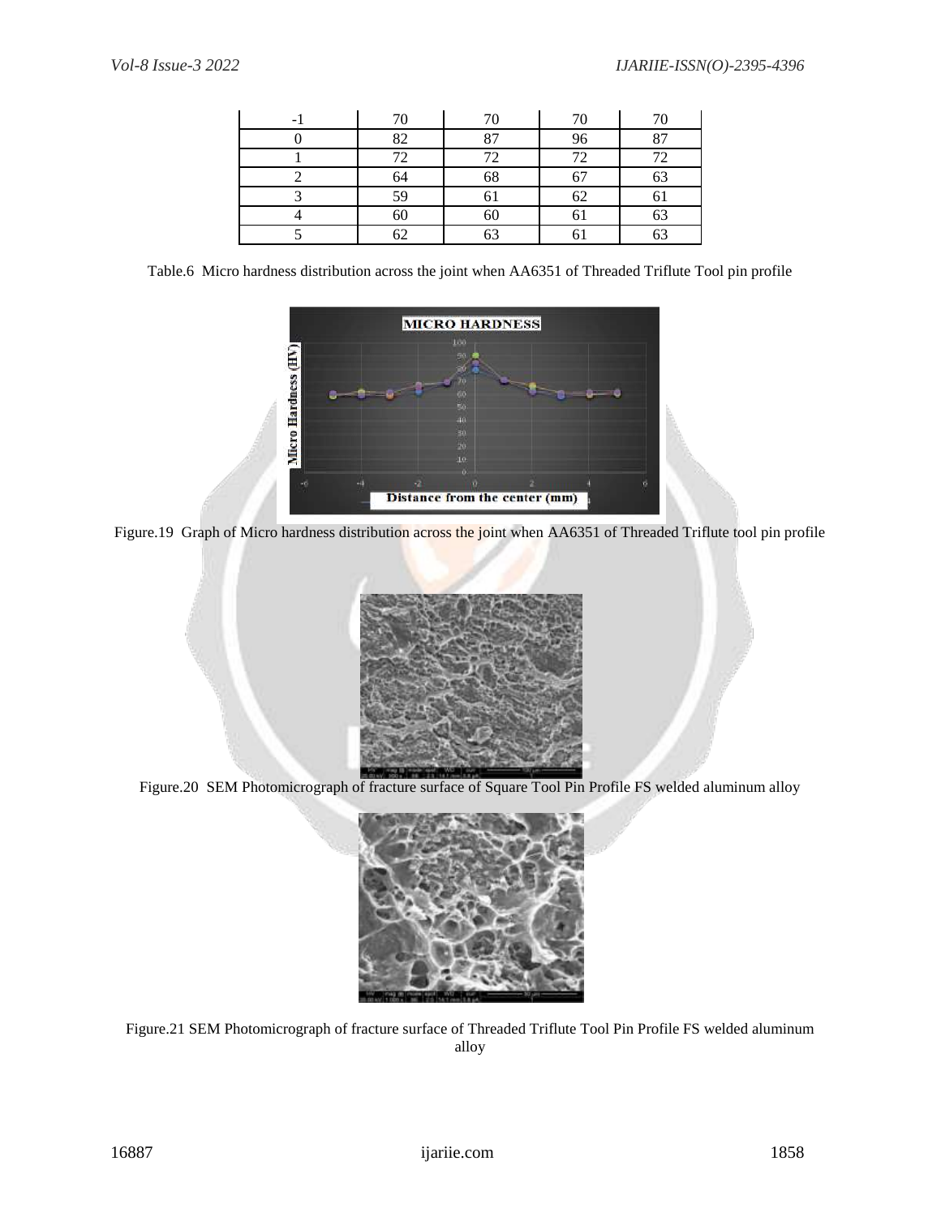| -1 | 70 | 70 | 70 | 70 |
|---|---|---|---|---|
| 0 | 82 | 87 | 96 | 87 |
| 1 | 72 | 72 | 72 | 72 |
| 2 | 64 | 68 | 67 | 63 |
| 3 | 59 | 61 | 62 | 61 |
| 4 | 60 | 60 | 61 | 63 |
| 5 | 62 | 63 | 61 | 63 |

Table.6 Micro hardness distribution across the joint when AA6351 of Threaded Triflute Tool pin profile

Figure.19 Graph of Micro hardness distribution across the joint when AA6351 of Threaded Triflute tool pin profile

Figure.20 SEM Photomicrograph of fracture surface of Square Tool Pin Profile FS welded aluminum alloy

Figure.21 SEM Photomicrograph of fracture surface of Threaded Triflute Tool Pin Profile FS welded aluminum alloy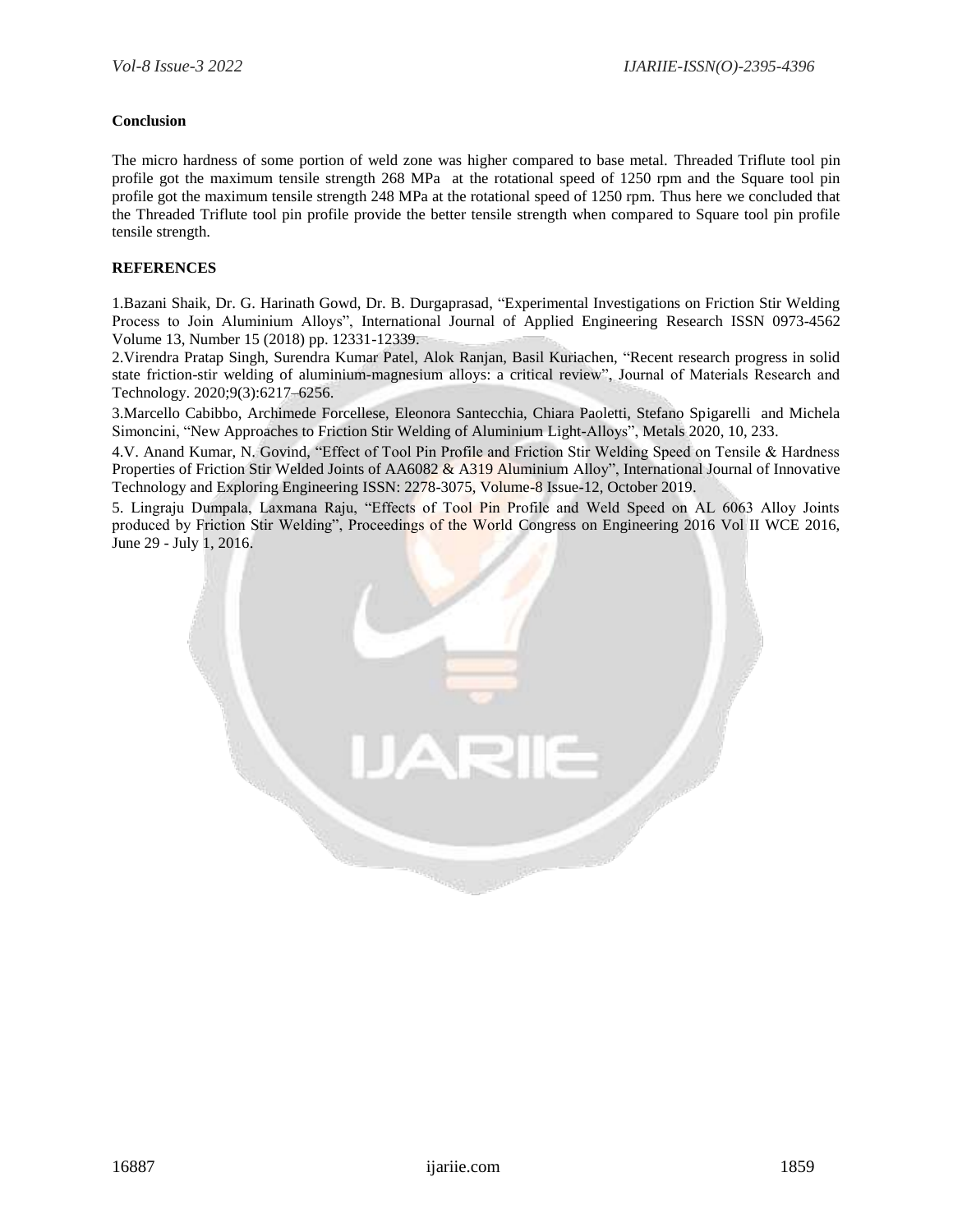## Conclusion

The micro hardness of some portion of weld zone was higher compared to base metal. Threaded Triflute tool pin profile got the maximum tensile strength 268 MPa at the rotational speed of 1250 rpm and the Square tool pin profile got the maximum tensile strength 248 MPa at the rotational speed of 1250 rpm. Thus here we concluded that the Threaded Triflute tool pin profile provide the better tensile strength when compared to Square tool pin profile tensile strength.

## REFERENCES

1.Bazani Shaik, Dr. G. Harinath Gowd, Dr. B. Durgaprasad, "Experimental Investigations on Friction Stir Welding Process to Join Aluminium Alloys", International Journal of Applied Engineering Research ISSN 0973-4562 Volume 13, Number 15 (2018) pp. 12331-12339.

2.Virendra Pratap Singh, Surendra Kumar Patel, Alok Ranjan, Basil Kuriachen, "Recent research progress in solid state friction-stir welding of aluminium-magnesium alloys: a critical review", Journal of Materials Research and Technology. 2020;9(3):6217–6256.

3.Marcello Cabibbo, Archimede Forcellese, Eleonora Santecchia, Chiara Paoletti, Stefano Spigarelli and Michela Simoncini, "New Approaches to Friction Stir Welding of Aluminium Light-Alloys", Metals 2020, 10, 233.

4.V. Anand Kumar, N. Govind, "Effect of Tool Pin Profile and Friction Stir Welding Speed on Tensile & Hardness Properties of Friction Stir Welded Joints of AA6082 & A319 Aluminium Alloy", International Journal of Innovative Technology and Exploring Engineering ISSN: 2278-3075, Volume-8 Issue-12, October 2019.

5. Lingraju Dumpala, Laxmana Raju, "Effects of Tool Pin Profile and Weld Speed on AL 6063 Alloy Joints produced by Friction Stir Welding", Proceedings of the World Congress on Engineering 2016 Vol II WCE 2016, June 29 - July 1, 2016.